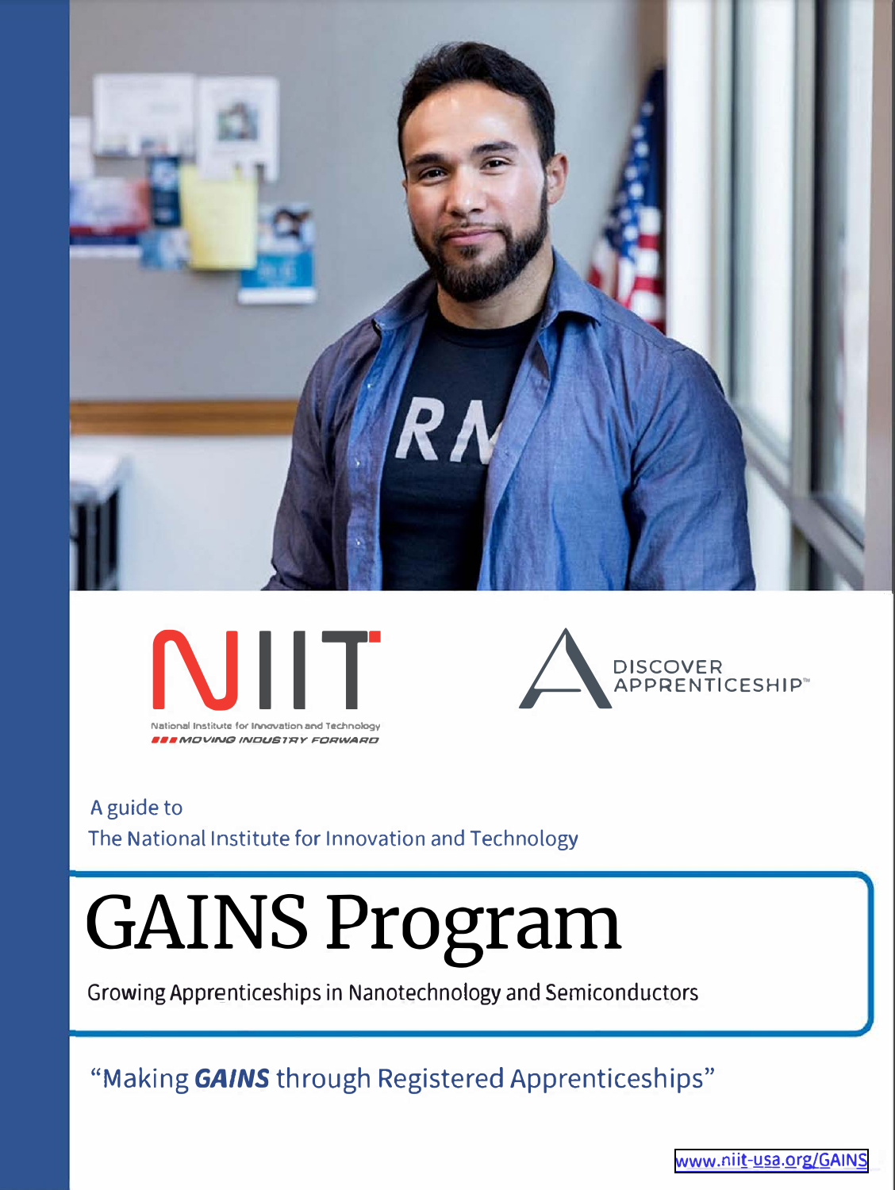NIIT

National Institute for Innovation and Technology

MOVING INDUSTRY FORWARD

DISCOVER APPRENTICESHIP™

A guide to
The National Institute for Innovation and Technology

# GAINS Program

Growing Apprenticeships in Nanotechnology and Semiconductors

"Making ***GAINS*** through Registered Apprenticeships"

www.niit-usa.org/GAINS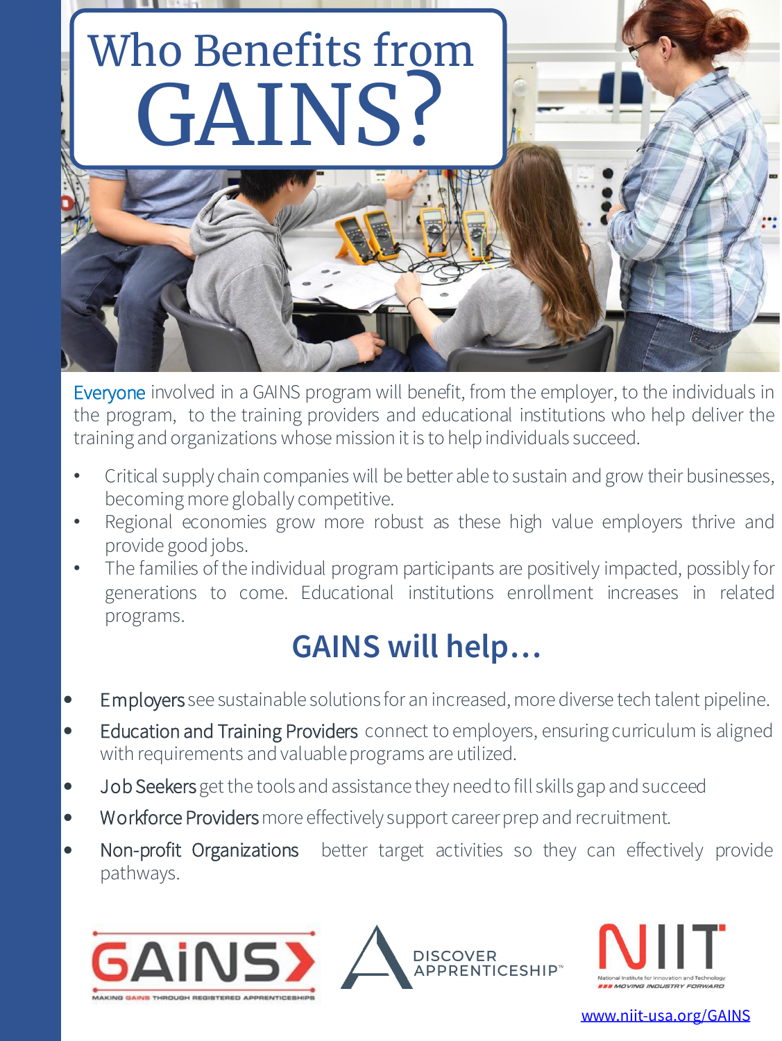# Who Benefits from GAINS?

Everyone involved in a GAINS program will benefit, from the employer, to the individuals in the program, to the training providers and educational institutions who help deliver the training and organizations whose mission it is to help individuals succeed.

- Critical supply chain companies will be better able to sustain and grow their businesses, becoming more globally competitive.
- Regional economies grow more robust as these high value employers thrive and provide good jobs.
- The families of the individual program participants are positively impacted, possibly for generations to come. Educational institutions enrollment increases in related programs.

## GAINS will help…

- Employers see sustainable solutions for an increased, more diverse tech talent pipeline.
- Education and Training Providers connect to employers, ensuring curriculum is aligned with requirements and valuable programs are utilized.
- Job Seekers get the tools and assistance they need to fill skills gap and succeed
- Workforce Providers more effectively support career prep and recruitment.
- Non-profit Organizations better target activities so they can effectively provide pathways.

GAINS – MAKING GAINS THROUGH REGISTERED APPRENTICESHIPS

DISCOVER APPRENTICESHIP™

NIIT – National Institute for Innovation and Technology – MOVING INDUSTRY FORWARD

www.niit-usa.org/GAINS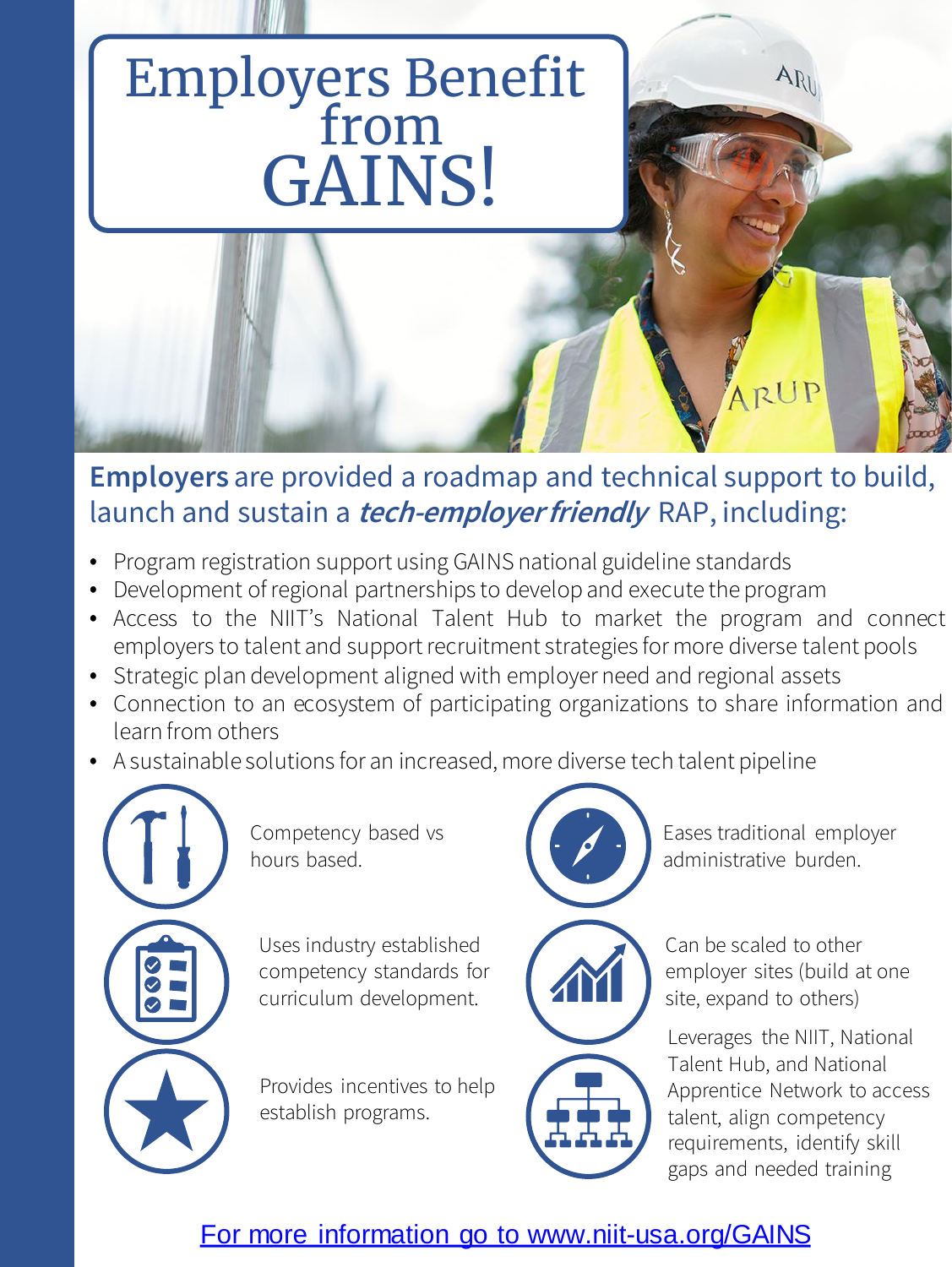# Employers Benefit from GAINS!

**Employers** are provided a roadmap and technical support to build, launch and sustain a ***tech-employer friendly*** RAP, including:

- Program registration support using GAINS national guideline standards
- Development of regional partnerships to develop and execute the program
- Access to the NIIT's National Talent Hub to market the program and connect employers to talent and support recruitment strategies for more diverse talent pools
- Strategic plan development aligned with employer need and regional assets
- Connection to an ecosystem of participating organizations to share information and learn from others
- A sustainable solutions for an increased, more diverse tech talent pipeline

Competency based vs hours based.

Uses industry established competency standards for curriculum development.

Provides incentives to help establish programs.

Eases traditional employer administrative burden.

Can be scaled to other employer sites (build at one site, expand to others)

Leverages the NIIT, National Talent Hub, and National Apprentice Network to access talent, align competency requirements, identify skill gaps and needed training

For more information go to www.niit-usa.org/GAINS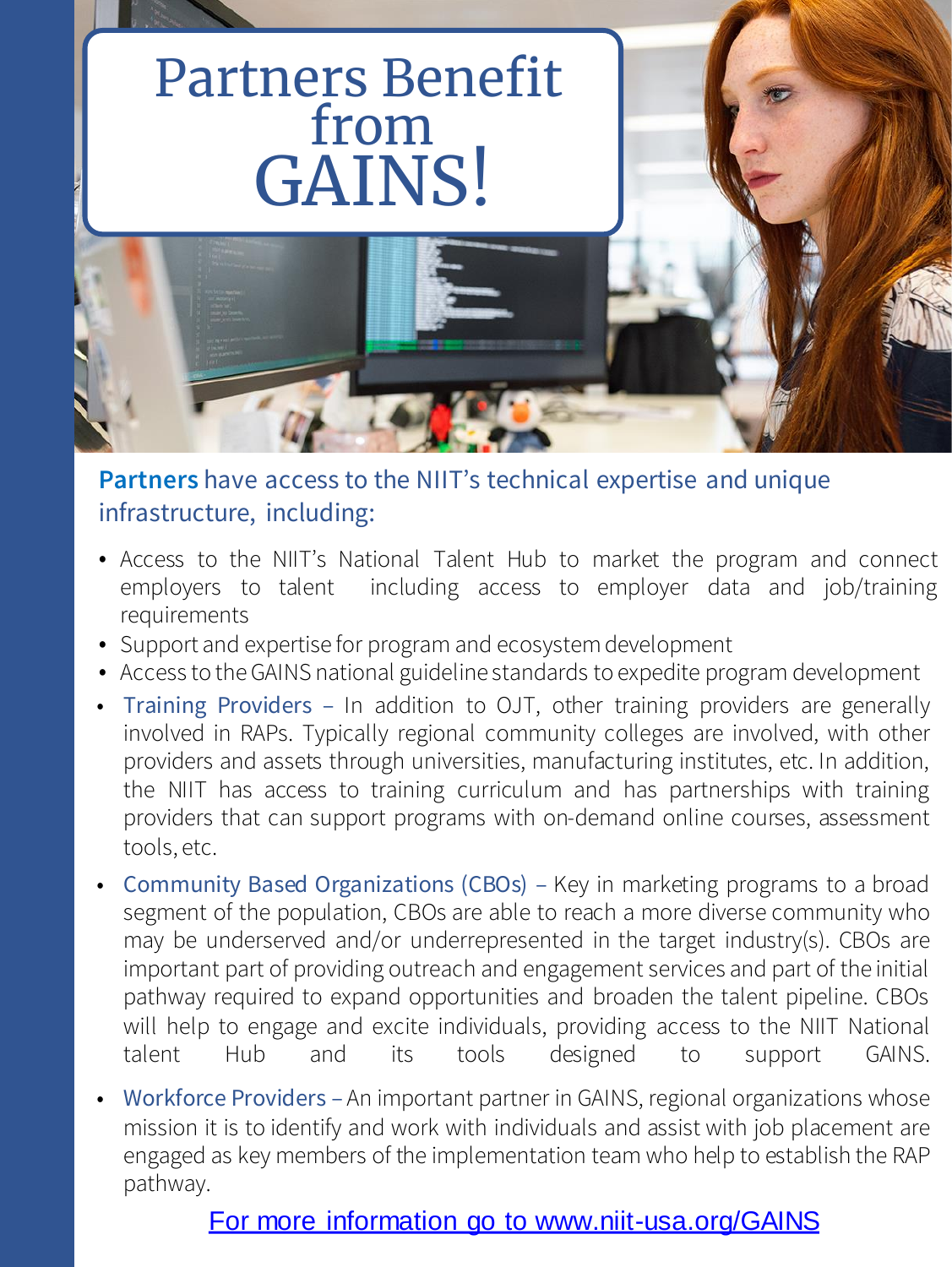# Partners Benefit from GAINS!

**Partners** have access to the NIIT's technical expertise and unique infrastructure, including:

- Access to the NIIT's National Talent Hub to market the program and connect employers to talent including access to employer data and job/training requirements
- Support and expertise for program and ecosystem development
- Access to the GAINS national guideline standards to expedite program development
- Training Providers – In addition to OJT, other training providers are generally involved in RAPs. Typically regional community colleges are involved, with other providers and assets through universities, manufacturing institutes, etc. In addition, the NIIT has access to training curriculum and has partnerships with training providers that can support programs with on-demand online courses, assessment tools, etc.
- Community Based Organizations (CBOs) – Key in marketing programs to a broad segment of the population, CBOs are able to reach a more diverse community who may be underserved and/or underrepresented in the target industry(s). CBOs are important part of providing outreach and engagement services and part of the initial pathway required to expand opportunities and broaden the talent pipeline. CBOs will help to engage and excite individuals, providing access to the NIIT National talent Hub and its tools designed to support GAINS.
- Workforce Providers – An important partner in GAINS, regional organizations whose mission it is to identify and work with individuals and assist with job placement are engaged as key members of the implementation team who help to establish the RAP pathway.

For more information go to www.niit-usa.org/GAINS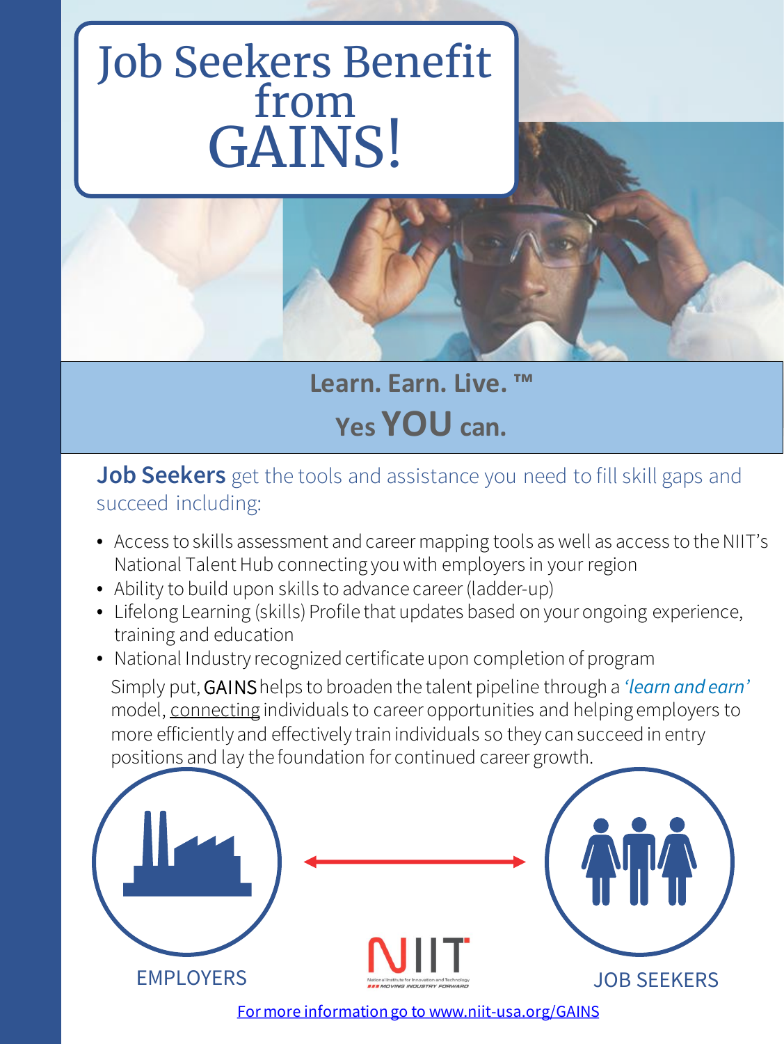# Job Seekers Benefit from GAINS!

**Learn. Earn. Live. ™**

**Yes YOU can.**

**Job Seekers** get the tools and assistance you need to fill skill gaps and succeed including:

- Access to skills assessment and career mapping tools as well as access to the NIIT's National Talent Hub connecting you with employers in your region
- Ability to build upon skills to advance career (ladder-up)
- Lifelong Learning (skills) Profile that updates based on your ongoing experience, training and education
- National Industry recognized certificate upon completion of program

Simply put, GAINS helps to broaden the talent pipeline through a *'learn and earn'* model, connecting individuals to career opportunities and helping employers to more efficiently and effectively train individuals so they can succeed in entry positions and lay the foundation for continued career growth.

EMPLOYERS

JOB SEEKERS

NIIT

National Institute for Innovation and Technology

MOVING INDUSTRY FORWARD

For more information go to www.niit-usa.org/GAINS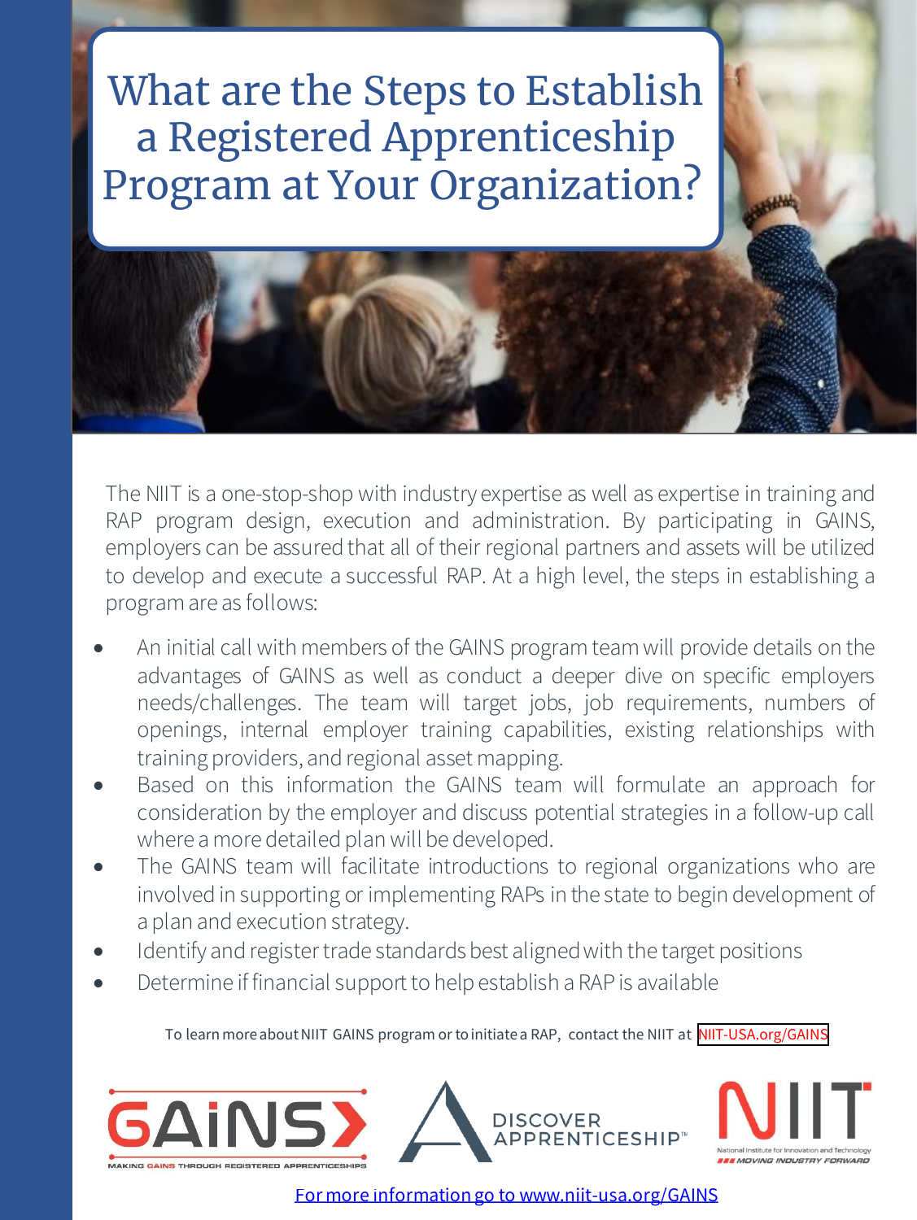# What are the Steps to Establish a Registered Apprenticeship Program at Your Organization?

The NIIT is a one-stop-shop with industry expertise as well as expertise in training and RAP program design, execution and administration. By participating in GAINS, employers can be assured that all of their regional partners and assets will be utilized to develop and execute a successful RAP. At a high level, the steps in establishing a program are as follows:

- An initial call with members of the GAINS program team will provide details on the advantages of GAINS as well as conduct a deeper dive on specific employers needs/challenges. The team will target jobs, job requirements, numbers of openings, internal employer training capabilities, existing relationships with training providers, and regional asset mapping.
- Based on this information the GAINS team will formulate an approach for consideration by the employer and discuss potential strategies in a follow-up call where a more detailed plan will be developed.
- The GAINS team will facilitate introductions to regional organizations who are involved in supporting or implementing RAPs in the state to begin development of a plan and execution strategy.
- Identify and register trade standards best aligned with the target positions
- Determine if financial support to help establish a RAP is available

To learn more about NIIT GAINS program or to initiate a RAP, contact the NIIT at NIIT-USA.org/GAINS

GAINS MAKING GAINS THROUGH REGISTERED APPRENTICESHIPS

DISCOVER APPRENTICESHIP™

NIIT National Institute for Innovation and Technology MOVING INDUSTRY FORWARD

For more information go to www.niit-usa.org/GAINS